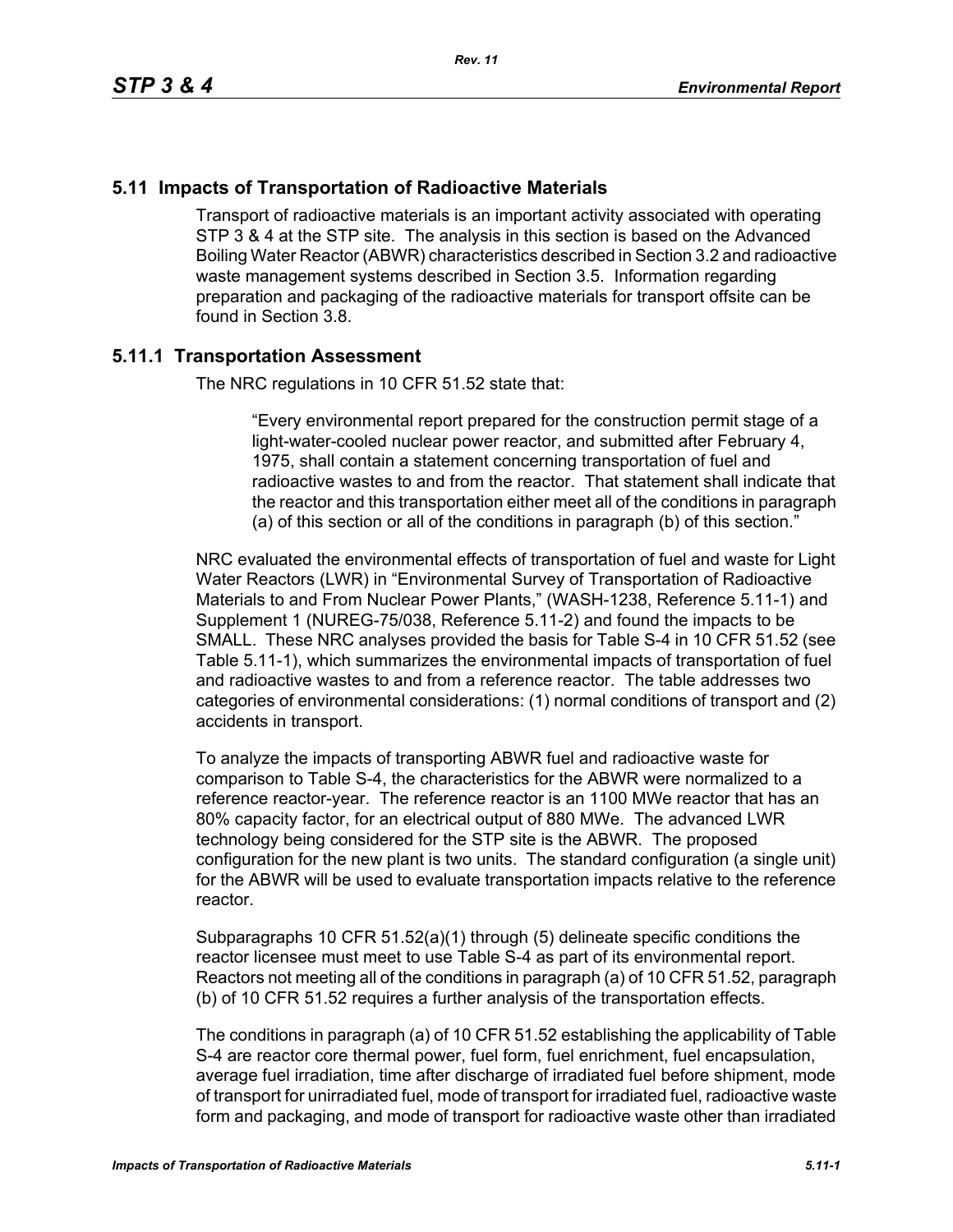## 5.11 Impacts of Transportation of Radioactive Materials

Transport of radioactive materials is an important activity associated with operating STP 3 & 4 at the STP site. The analysis in this section is based on the Advanced Boiling Water Reactor (ABWR) characteristics described in Section 3.2 and radioactive waste management systems described in Section 3.5. Information regarding preparation and packaging of the radioactive materials for transport offsite can be found in Section 3.8.

### 5.11.1 Transportation Assessment

The NRC regulations in 10 CFR 51.52 state that:

> "Every environmental report prepared for the construction permit stage of a light-water-cooled nuclear power reactor, and submitted after February 4, 1975, shall contain a statement concerning transportation of fuel and radioactive wastes to and from the reactor. That statement shall indicate that the reactor and this transportation either meet all of the conditions in paragraph (a) of this section or all of the conditions in paragraph (b) of this section."

NRC evaluated the environmental effects of transportation of fuel and waste for Light Water Reactors (LWR) in "Environmental Survey of Transportation of Radioactive Materials to and From Nuclear Power Plants," (WASH-1238, Reference 5.11-1) and Supplement 1 (NUREG-75/038, Reference 5.11-2) and found the impacts to be SMALL. These NRC analyses provided the basis for Table S-4 in 10 CFR 51.52 (see Table 5.11-1), which summarizes the environmental impacts of transportation of fuel and radioactive wastes to and from a reference reactor. The table addresses two categories of environmental considerations: (1) normal conditions of transport and (2) accidents in transport.

To analyze the impacts of transporting ABWR fuel and radioactive waste for comparison to Table S-4, the characteristics for the ABWR were normalized to a reference reactor-year. The reference reactor is an 1100 MWe reactor that has an 80% capacity factor, for an electrical output of 880 MWe. The advanced LWR technology being considered for the STP site is the ABWR. The proposed configuration for the new plant is two units. The standard configuration (a single unit) for the ABWR will be used to evaluate transportation impacts relative to the reference reactor.

Subparagraphs 10 CFR 51.52(a)(1) through (5) delineate specific conditions the reactor licensee must meet to use Table S-4 as part of its environmental report. Reactors not meeting all of the conditions in paragraph (a) of 10 CFR 51.52, paragraph (b) of 10 CFR 51.52 requires a further analysis of the transportation effects.

The conditions in paragraph (a) of 10 CFR 51.52 establishing the applicability of Table S-4 are reactor core thermal power, fuel form, fuel enrichment, fuel encapsulation, average fuel irradiation, time after discharge of irradiated fuel before shipment, mode of transport for unirradiated fuel, mode of transport for irradiated fuel, radioactive waste form and packaging, and mode of transport for radioactive waste other than irradiated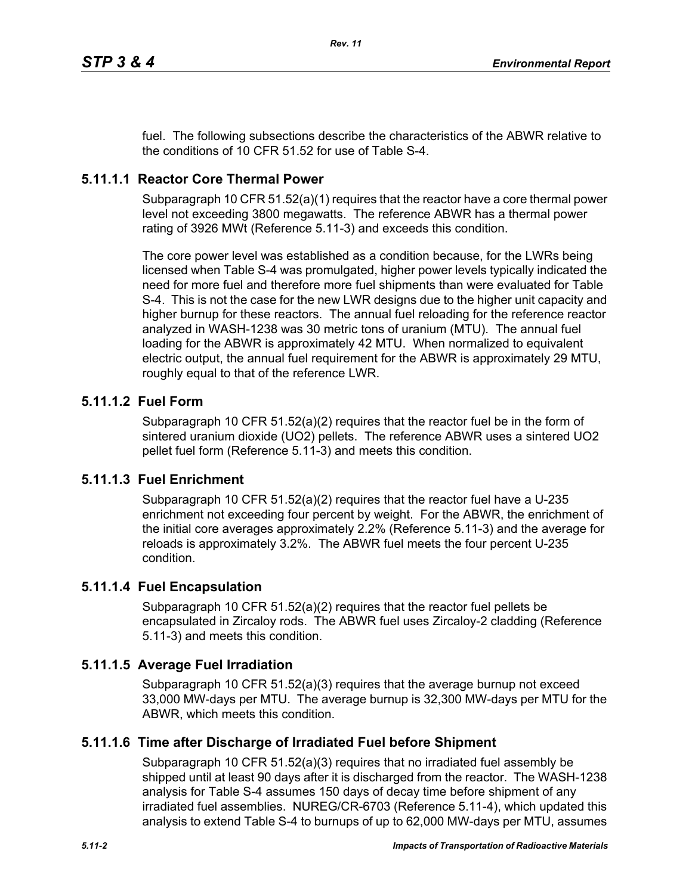fuel. The following subsections describe the characteristics of the ABWR relative to the conditions of 10 CFR 51.52 for use of Table S-4.

### 5.11.1.1 Reactor Core Thermal Power

Subparagraph 10 CFR 51.52(a)(1) requires that the reactor have a core thermal power level not exceeding 3800 megawatts. The reference ABWR has a thermal power rating of 3926 MWt (Reference 5.11-3) and exceeds this condition.

The core power level was established as a condition because, for the LWRs being licensed when Table S-4 was promulgated, higher power levels typically indicated the need for more fuel and therefore more fuel shipments than were evaluated for Table S-4. This is not the case for the new LWR designs due to the higher unit capacity and higher burnup for these reactors. The annual fuel reloading for the reference reactor analyzed in WASH-1238 was 30 metric tons of uranium (MTU). The annual fuel loading for the ABWR is approximately 42 MTU. When normalized to equivalent electric output, the annual fuel requirement for the ABWR is approximately 29 MTU, roughly equal to that of the reference LWR.

### 5.11.1.2 Fuel Form

Subparagraph 10 CFR 51.52(a)(2) requires that the reactor fuel be in the form of sintered uranium dioxide ($UO_2$) pellets. The reference ABWR uses a sintered $UO_2$ pellet fuel form (Reference 5.11-3) and meets this condition.

### 5.11.1.3 Fuel Enrichment

Subparagraph 10 CFR 51.52(a)(2) requires that the reactor fuel have a U-235 enrichment not exceeding four percent by weight. For the ABWR, the enrichment of the initial core averages approximately 2.2% (Reference 5.11-3) and the average for reloads is approximately 3.2%. The ABWR fuel meets the four percent U-235 condition.

### 5.11.1.4 Fuel Encapsulation

Subparagraph 10 CFR 51.52(a)(2) requires that the reactor fuel pellets be encapsulated in Zircaloy rods. The ABWR fuel uses Zircaloy-2 cladding (Reference 5.11-3) and meets this condition.

### 5.11.1.5 Average Fuel Irradiation

Subparagraph 10 CFR 51.52(a)(3) requires that the average burnup not exceed 33,000 MW-days per MTU. The average burnup is 32,300 MW-days per MTU for the ABWR, which meets this condition.

### 5.11.1.6 Time after Discharge of Irradiated Fuel before Shipment

Subparagraph 10 CFR 51.52(a)(3) requires that no irradiated fuel assembly be shipped until at least 90 days after it is discharged from the reactor. The WASH-1238 analysis for Table S-4 assumes 150 days of decay time before shipment of any irradiated fuel assemblies. NUREG/CR-6703 (Reference 5.11-4), which updated this analysis to extend Table S-4 to burnups of up to 62,000 MW-days per MTU, assumes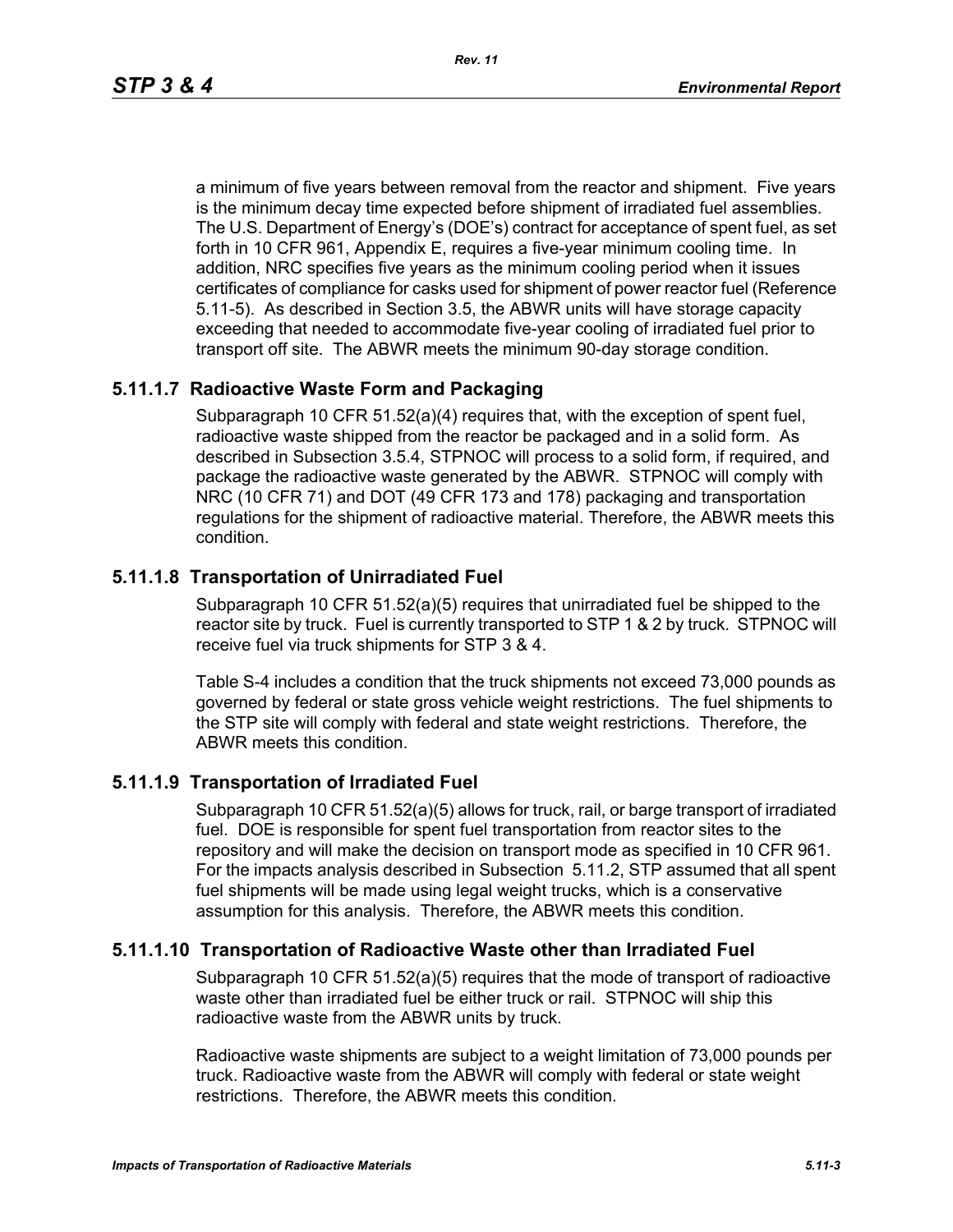a minimum of five years between removal from the reactor and shipment. Five years is the minimum decay time expected before shipment of irradiated fuel assemblies. The U.S. Department of Energy's (DOE's) contract for acceptance of spent fuel, as set forth in 10 CFR 961, Appendix E, requires a five-year minimum cooling time. In addition, NRC specifies five years as the minimum cooling period when it issues certificates of compliance for casks used for shipment of power reactor fuel (Reference 5.11-5). As described in Section 3.5, the ABWR units will have storage capacity exceeding that needed to accommodate five-year cooling of irradiated fuel prior to transport off site. The ABWR meets the minimum 90-day storage condition.

### 5.11.1.7 Radioactive Waste Form and Packaging

Subparagraph 10 CFR 51.52(a)(4) requires that, with the exception of spent fuel, radioactive waste shipped from the reactor be packaged and in a solid form. As described in Subsection 3.5.4, STPNOC will process to a solid form, if required, and package the radioactive waste generated by the ABWR. STPNOC will comply with NRC (10 CFR 71) and DOT (49 CFR 173 and 178) packaging and transportation regulations for the shipment of radioactive material. Therefore, the ABWR meets this condition.

### 5.11.1.8 Transportation of Unirradiated Fuel

Subparagraph 10 CFR 51.52(a)(5) requires that unirradiated fuel be shipped to the reactor site by truck. Fuel is currently transported to STP 1 & 2 by truck. STPNOC will receive fuel via truck shipments for STP 3 & 4.

Table S-4 includes a condition that the truck shipments not exceed 73,000 pounds as governed by federal or state gross vehicle weight restrictions. The fuel shipments to the STP site will comply with federal and state weight restrictions. Therefore, the ABWR meets this condition.

### 5.11.1.9 Transportation of Irradiated Fuel

Subparagraph 10 CFR 51.52(a)(5) allows for truck, rail, or barge transport of irradiated fuel. DOE is responsible for spent fuel transportation from reactor sites to the repository and will make the decision on transport mode as specified in 10 CFR 961. For the impacts analysis described in Subsection 5.11.2, STP assumed that all spent fuel shipments will be made using legal weight trucks, which is a conservative assumption for this analysis. Therefore, the ABWR meets this condition.

### 5.11.1.10 Transportation of Radioactive Waste other than Irradiated Fuel

Subparagraph 10 CFR 51.52(a)(5) requires that the mode of transport of radioactive waste other than irradiated fuel be either truck or rail. STPNOC will ship this radioactive waste from the ABWR units by truck.

Radioactive waste shipments are subject to a weight limitation of 73,000 pounds per truck. Radioactive waste from the ABWR will comply with federal or state weight restrictions. Therefore, the ABWR meets this condition.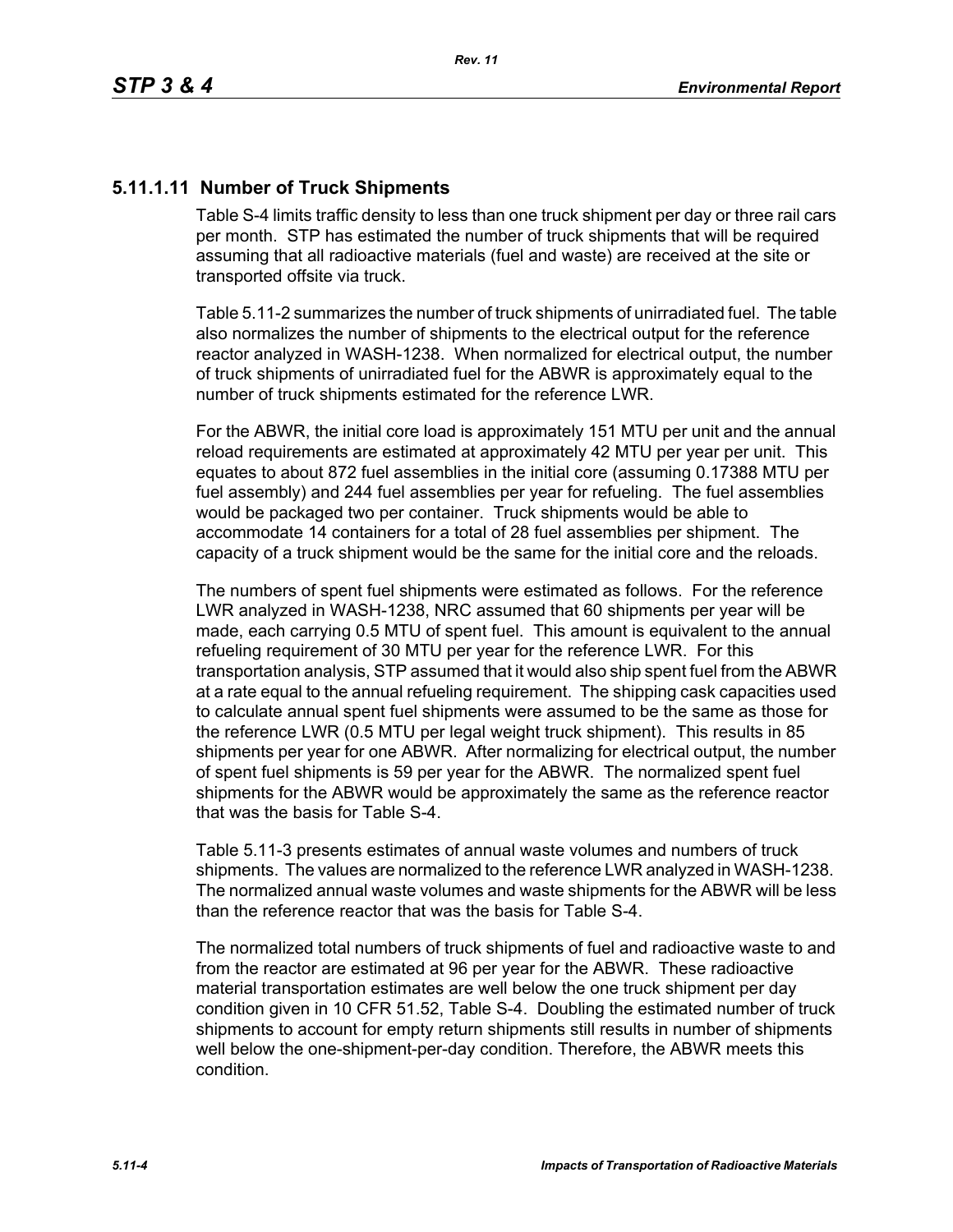### 5.11.1.11 Number of Truck Shipments

Table S-4 limits traffic density to less than one truck shipment per day or three rail cars per month. STP has estimated the number of truck shipments that will be required assuming that all radioactive materials (fuel and waste) are received at the site or transported offsite via truck.

Table 5.11-2 summarizes the number of truck shipments of unirradiated fuel. The table also normalizes the number of shipments to the electrical output for the reference reactor analyzed in WASH-1238. When normalized for electrical output, the number of truck shipments of unirradiated fuel for the ABWR is approximately equal to the number of truck shipments estimated for the reference LWR.

For the ABWR, the initial core load is approximately 151 MTU per unit and the annual reload requirements are estimated at approximately 42 MTU per year per unit. This equates to about 872 fuel assemblies in the initial core (assuming 0.17388 MTU per fuel assembly) and 244 fuel assemblies per year for refueling. The fuel assemblies would be packaged two per container. Truck shipments would be able to accommodate 14 containers for a total of 28 fuel assemblies per shipment. The capacity of a truck shipment would be the same for the initial core and the reloads.

The numbers of spent fuel shipments were estimated as follows. For the reference LWR analyzed in WASH-1238, NRC assumed that 60 shipments per year will be made, each carrying 0.5 MTU of spent fuel. This amount is equivalent to the annual refueling requirement of 30 MTU per year for the reference LWR. For this transportation analysis, STP assumed that it would also ship spent fuel from the ABWR at a rate equal to the annual refueling requirement. The shipping cask capacities used to calculate annual spent fuel shipments were assumed to be the same as those for the reference LWR (0.5 MTU per legal weight truck shipment). This results in 85 shipments per year for one ABWR. After normalizing for electrical output, the number of spent fuel shipments is 59 per year for the ABWR. The normalized spent fuel shipments for the ABWR would be approximately the same as the reference reactor that was the basis for Table S-4.

Table 5.11-3 presents estimates of annual waste volumes and numbers of truck shipments. The values are normalized to the reference LWR analyzed in WASH-1238. The normalized annual waste volumes and waste shipments for the ABWR will be less than the reference reactor that was the basis for Table S-4.

The normalized total numbers of truck shipments of fuel and radioactive waste to and from the reactor are estimated at 96 per year for the ABWR. These radioactive material transportation estimates are well below the one truck shipment per day condition given in 10 CFR 51.52, Table S-4. Doubling the estimated number of truck shipments to account for empty return shipments still results in number of shipments well below the one-shipment-per-day condition. Therefore, the ABWR meets this condition.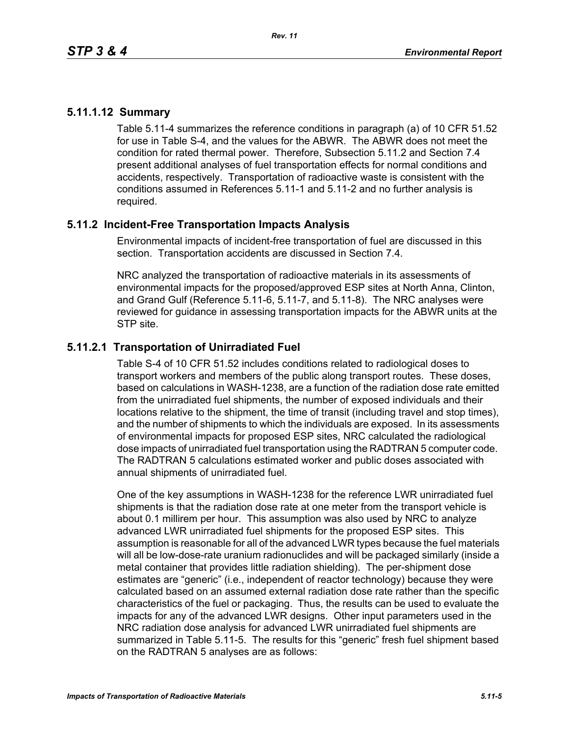### 5.11.1.12 Summary

Table 5.11-4 summarizes the reference conditions in paragraph (a) of 10 CFR 51.52 for use in Table S-4, and the values for the ABWR. The ABWR does not meet the condition for rated thermal power. Therefore, Subsection 5.11.2 and Section 7.4 present additional analyses of fuel transportation effects for normal conditions and accidents, respectively. Transportation of radioactive waste is consistent with the conditions assumed in References 5.11-1 and 5.11-2 and no further analysis is required.

## 5.11.2 Incident-Free Transportation Impacts Analysis

Environmental impacts of incident-free transportation of fuel are discussed in this section. Transportation accidents are discussed in Section 7.4.

NRC analyzed the transportation of radioactive materials in its assessments of environmental impacts for the proposed/approved ESP sites at North Anna, Clinton, and Grand Gulf (Reference 5.11-6, 5.11-7, and 5.11-8). The NRC analyses were reviewed for guidance in assessing transportation impacts for the ABWR units at the STP site.

### 5.11.2.1 Transportation of Unirradiated Fuel

Table S-4 of 10 CFR 51.52 includes conditions related to radiological doses to transport workers and members of the public along transport routes. These doses, based on calculations in WASH-1238, are a function of the radiation dose rate emitted from the unirradiated fuel shipments, the number of exposed individuals and their locations relative to the shipment, the time of transit (including travel and stop times), and the number of shipments to which the individuals are exposed. In its assessments of environmental impacts for proposed ESP sites, NRC calculated the radiological dose impacts of unirradiated fuel transportation using the RADTRAN 5 computer code. The RADTRAN 5 calculations estimated worker and public doses associated with annual shipments of unirradiated fuel.

One of the key assumptions in WASH-1238 for the reference LWR unirradiated fuel shipments is that the radiation dose rate at one meter from the transport vehicle is about 0.1 millirem per hour. This assumption was also used by NRC to analyze advanced LWR unirradiated fuel shipments for the proposed ESP sites. This assumption is reasonable for all of the advanced LWR types because the fuel materials will all be low-dose-rate uranium radionuclides and will be packaged similarly (inside a metal container that provides little radiation shielding). The per-shipment dose estimates are "generic" (i.e., independent of reactor technology) because they were calculated based on an assumed external radiation dose rate rather than the specific characteristics of the fuel or packaging. Thus, the results can be used to evaluate the impacts for any of the advanced LWR designs. Other input parameters used in the NRC radiation dose analysis for advanced LWR unirradiated fuel shipments are summarized in Table 5.11-5. The results for this "generic" fresh fuel shipment based on the RADTRAN 5 analyses are as follows: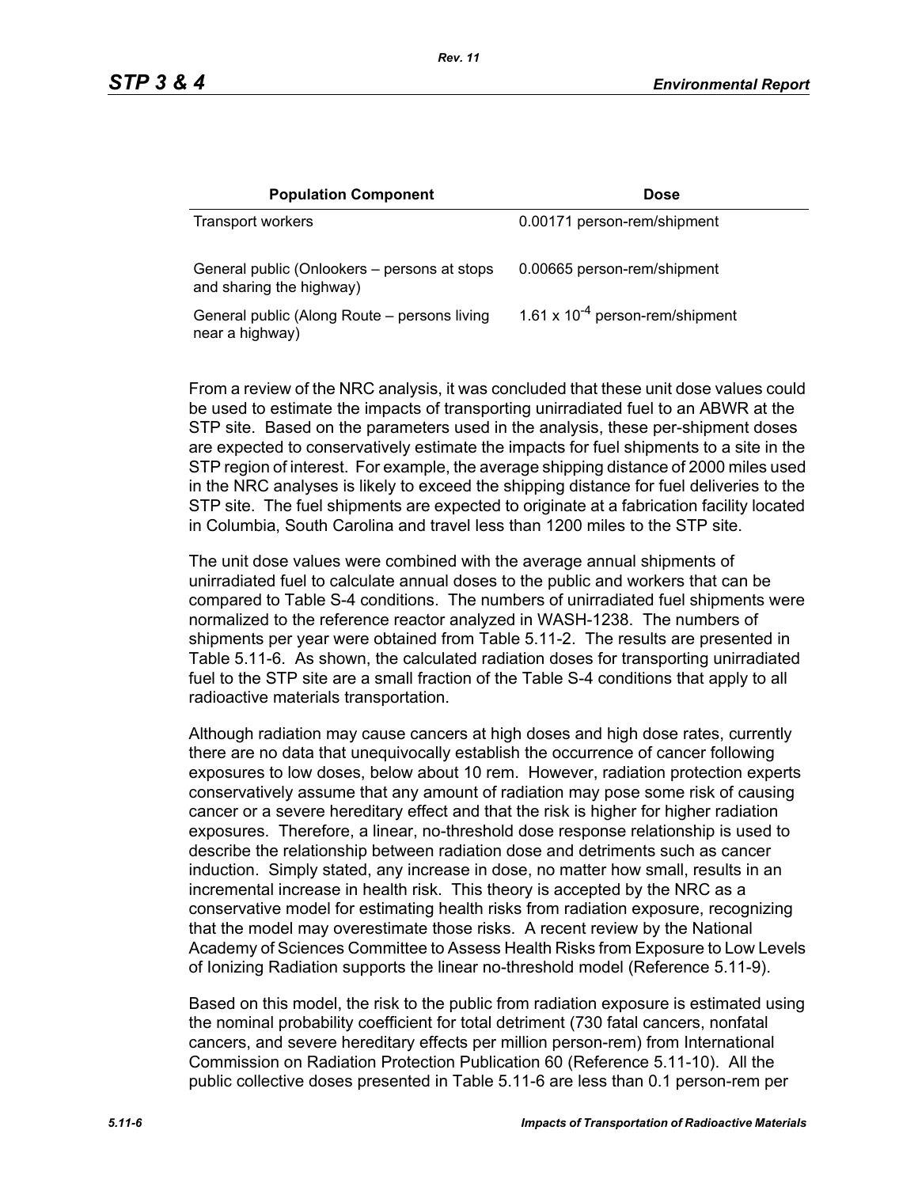| Population Component | Dose |
|---|---|
| Transport workers | 0.00171 person-rem/shipment |
| General public (Onlookers – persons at stops and sharing the highway) | 0.00665 person-rem/shipment |
| General public (Along Route – persons living near a highway) | $1.61 \times 10^{-4}$ person-rem/shipment |

From a review of the NRC analysis, it was concluded that these unit dose values could be used to estimate the impacts of transporting unirradiated fuel to an ABWR at the STP site. Based on the parameters used in the analysis, these per-shipment doses are expected to conservatively estimate the impacts for fuel shipments to a site in the STP region of interest. For example, the average shipping distance of 2000 miles used in the NRC analyses is likely to exceed the shipping distance for fuel deliveries to the STP site. The fuel shipments are expected to originate at a fabrication facility located in Columbia, South Carolina and travel less than 1200 miles to the STP site.

The unit dose values were combined with the average annual shipments of unirradiated fuel to calculate annual doses to the public and workers that can be compared to Table S-4 conditions. The numbers of unirradiated fuel shipments were normalized to the reference reactor analyzed in WASH-1238. The numbers of shipments per year were obtained from Table 5.11-2. The results are presented in Table 5.11-6. As shown, the calculated radiation doses for transporting unirradiated fuel to the STP site are a small fraction of the Table S-4 conditions that apply to all radioactive materials transportation.

Although radiation may cause cancers at high doses and high dose rates, currently there are no data that unequivocally establish the occurrence of cancer following exposures to low doses, below about 10 rem. However, radiation protection experts conservatively assume that any amount of radiation may pose some risk of causing cancer or a severe hereditary effect and that the risk is higher for higher radiation exposures. Therefore, a linear, no-threshold dose response relationship is used to describe the relationship between radiation dose and detriments such as cancer induction. Simply stated, any increase in dose, no matter how small, results in an incremental increase in health risk. This theory is accepted by the NRC as a conservative model for estimating health risks from radiation exposure, recognizing that the model may overestimate those risks. A recent review by the National Academy of Sciences Committee to Assess Health Risks from Exposure to Low Levels of Ionizing Radiation supports the linear no-threshold model (Reference 5.11-9).

Based on this model, the risk to the public from radiation exposure is estimated using the nominal probability coefficient for total detriment (730 fatal cancers, nonfatal cancers, and severe hereditary effects per million person-rem) from International Commission on Radiation Protection Publication 60 (Reference 5.11-10). All the public collective doses presented in Table 5.11-6 are less than 0.1 person-rem per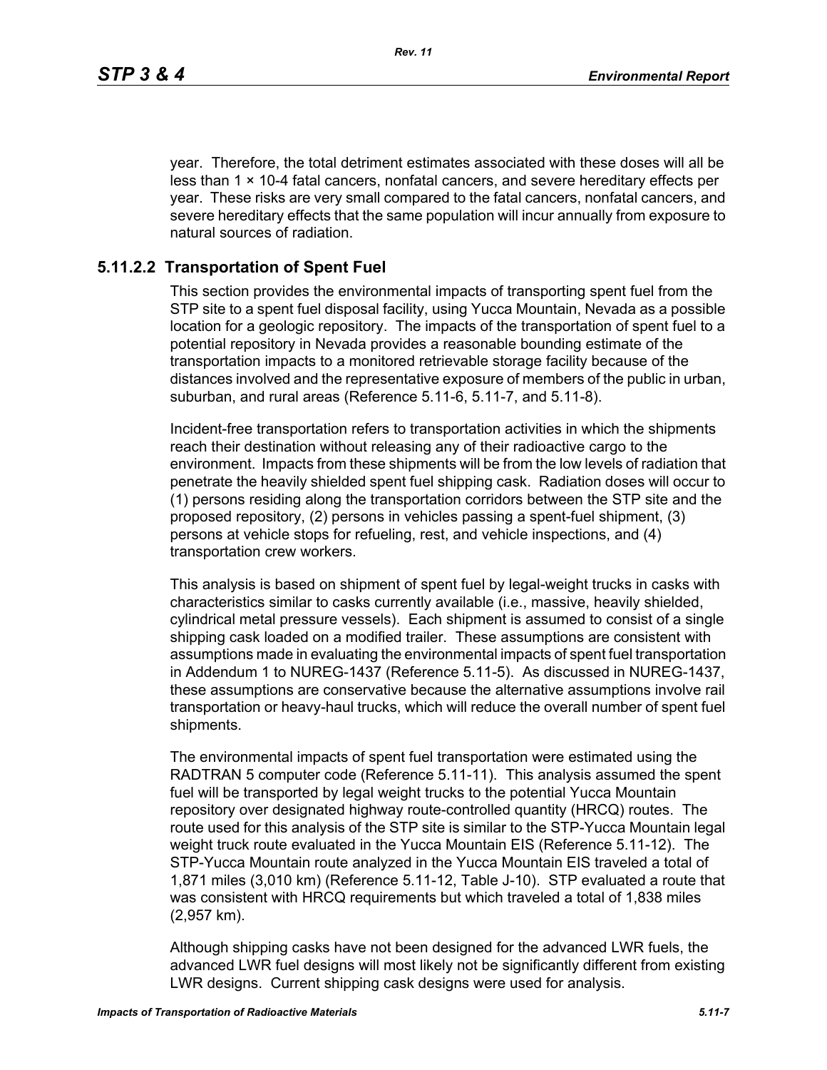year. Therefore, the total detriment estimates associated with these doses will all be less than $1 \times 10^{-4}$ fatal cancers, nonfatal cancers, and severe hereditary effects per year. These risks are very small compared to the fatal cancers, nonfatal cancers, and severe hereditary effects that the same population will incur annually from exposure to natural sources of radiation.

### 5.11.2.2 Transportation of Spent Fuel

This section provides the environmental impacts of transporting spent fuel from the STP site to a spent fuel disposal facility, using Yucca Mountain, Nevada as a possible location for a geologic repository. The impacts of the transportation of spent fuel to a potential repository in Nevada provides a reasonable bounding estimate of the transportation impacts to a monitored retrievable storage facility because of the distances involved and the representative exposure of members of the public in urban, suburban, and rural areas (Reference 5.11-6, 5.11-7, and 5.11-8).

Incident-free transportation refers to transportation activities in which the shipments reach their destination without releasing any of their radioactive cargo to the environment. Impacts from these shipments will be from the low levels of radiation that penetrate the heavily shielded spent fuel shipping cask. Radiation doses will occur to (1) persons residing along the transportation corridors between the STP site and the proposed repository, (2) persons in vehicles passing a spent-fuel shipment, (3) persons at vehicle stops for refueling, rest, and vehicle inspections, and (4) transportation crew workers.

This analysis is based on shipment of spent fuel by legal-weight trucks in casks with characteristics similar to casks currently available (i.e., massive, heavily shielded, cylindrical metal pressure vessels). Each shipment is assumed to consist of a single shipping cask loaded on a modified trailer. These assumptions are consistent with assumptions made in evaluating the environmental impacts of spent fuel transportation in Addendum 1 to NUREG-1437 (Reference 5.11-5). As discussed in NUREG-1437, these assumptions are conservative because the alternative assumptions involve rail transportation or heavy-haul trucks, which will reduce the overall number of spent fuel shipments.

The environmental impacts of spent fuel transportation were estimated using the RADTRAN 5 computer code (Reference 5.11-11). This analysis assumed the spent fuel will be transported by legal weight trucks to the potential Yucca Mountain repository over designated highway route-controlled quantity (HRCQ) routes. The route used for this analysis of the STP site is similar to the STP-Yucca Mountain legal weight truck route evaluated in the Yucca Mountain EIS (Reference 5.11-12). The STP-Yucca Mountain route analyzed in the Yucca Mountain EIS traveled a total of 1,871 miles (3,010 km) (Reference 5.11-12, Table J-10). STP evaluated a route that was consistent with HRCQ requirements but which traveled a total of 1,838 miles (2,957 km).

Although shipping casks have not been designed for the advanced LWR fuels, the advanced LWR fuel designs will most likely not be significantly different from existing LWR designs. Current shipping cask designs were used for analysis.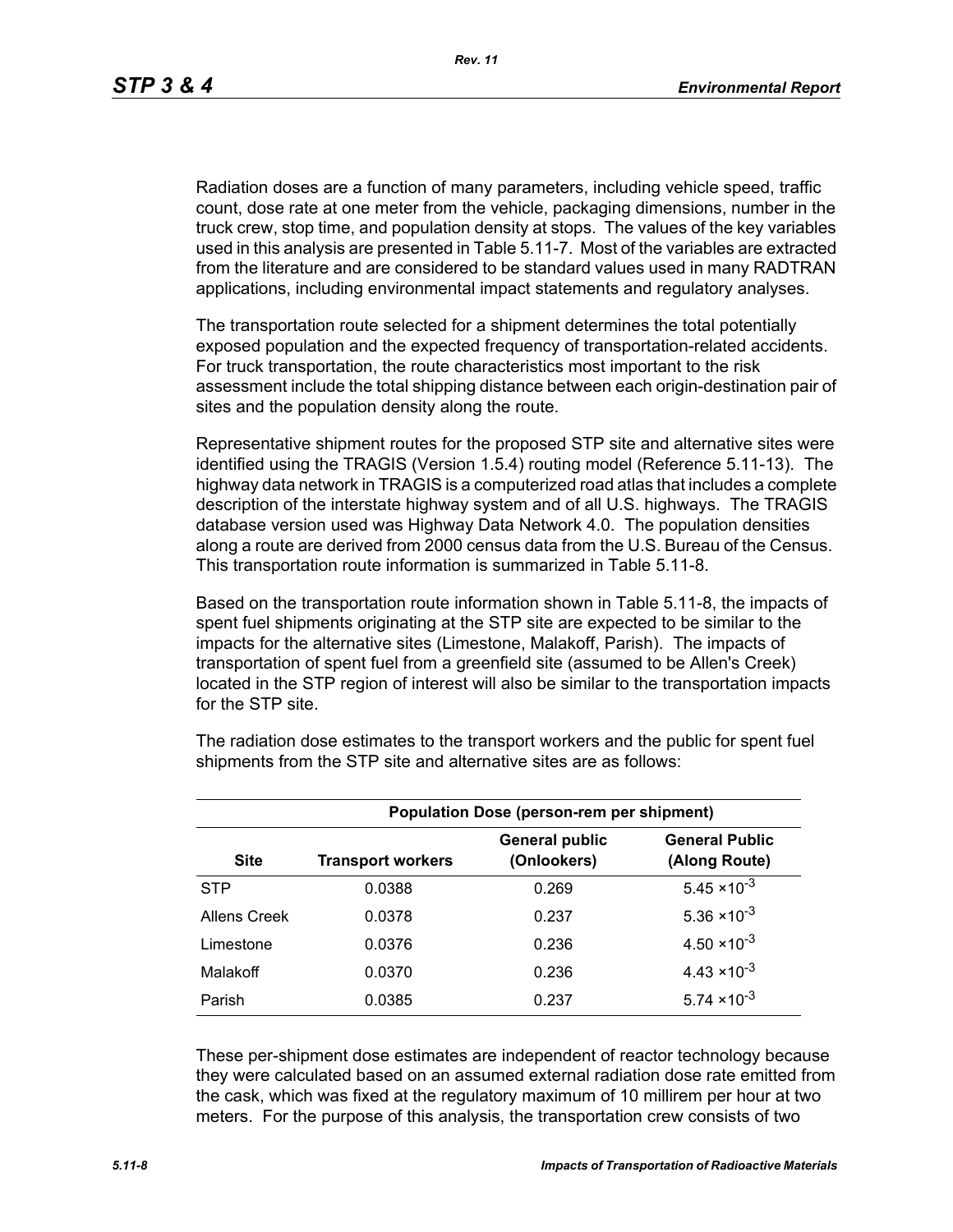Radiation doses are a function of many parameters, including vehicle speed, traffic count, dose rate at one meter from the vehicle, packaging dimensions, number in the truck crew, stop time, and population density at stops. The values of the key variables used in this analysis are presented in Table 5.11-7. Most of the variables are extracted from the literature and are considered to be standard values used in many RADTRAN applications, including environmental impact statements and regulatory analyses.

The transportation route selected for a shipment determines the total potentially exposed population and the expected frequency of transportation-related accidents. For truck transportation, the route characteristics most important to the risk assessment include the total shipping distance between each origin-destination pair of sites and the population density along the route.

Representative shipment routes for the proposed STP site and alternative sites were identified using the TRAGIS (Version 1.5.4) routing model (Reference 5.11-13). The highway data network in TRAGIS is a computerized road atlas that includes a complete description of the interstate highway system and of all U.S. highways. The TRAGIS database version used was Highway Data Network 4.0. The population densities along a route are derived from 2000 census data from the U.S. Bureau of the Census. This transportation route information is summarized in Table 5.11-8.

Based on the transportation route information shown in Table 5.11-8, the impacts of spent fuel shipments originating at the STP site are expected to be similar to the impacts for the alternative sites (Limestone, Malakoff, Parish). The impacts of transportation of spent fuel from a greenfield site (assumed to be Allen's Creek) located in the STP region of interest will also be similar to the transportation impacts for the STP site.

The radiation dose estimates to the transport workers and the public for spent fuel shipments from the STP site and alternative sites are as follows:

| | Population Dose (person-rem per shipment) | | |
|---|---|---|---|
| Site | Transport workers | General public (Onlookers) | General Public (Along Route) |
| STP | 0.0388 | 0.269 | $5.45 \times 10^{-3}$ |
| Allens Creek | 0.0378 | 0.237 | $5.36 \times 10^{-3}$ |
| Limestone | 0.0376 | 0.236 | $4.50 \times 10^{-3}$ |
| Malakoff | 0.0370 | 0.236 | $4.43 \times 10^{-3}$ |
| Parish | 0.0385 | 0.237 | $5.74 \times 10^{-3}$ |

These per-shipment dose estimates are independent of reactor technology because they were calculated based on an assumed external radiation dose rate emitted from the cask, which was fixed at the regulatory maximum of 10 millirem per hour at two meters. For the purpose of this analysis, the transportation crew consists of two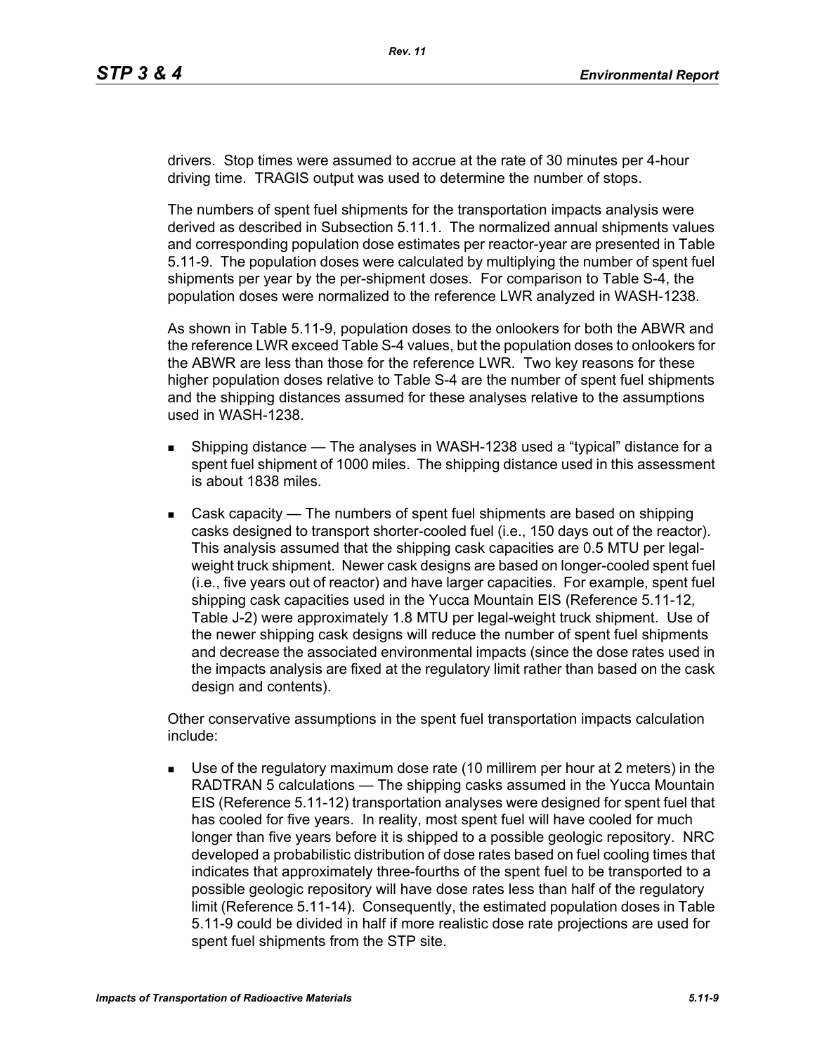drivers. Stop times were assumed to accrue at the rate of 30 minutes per 4-hour driving time. TRAGIS output was used to determine the number of stops.

The numbers of spent fuel shipments for the transportation impacts analysis were derived as described in Subsection 5.11.1. The normalized annual shipments values and corresponding population dose estimates per reactor-year are presented in Table 5.11-9. The population doses were calculated by multiplying the number of spent fuel shipments per year by the per-shipment doses. For comparison to Table S-4, the population doses were normalized to the reference LWR analyzed in WASH-1238.

As shown in Table 5.11-9, population doses to the onlookers for both the ABWR and the reference LWR exceed Table S-4 values, but the population doses to onlookers for the ABWR are less than those for the reference LWR. Two key reasons for these higher population doses relative to Table S-4 are the number of spent fuel shipments and the shipping distances assumed for these analyses relative to the assumptions used in WASH-1238.

- Shipping distance — The analyses in WASH-1238 used a "typical" distance for a spent fuel shipment of 1000 miles. The shipping distance used in this assessment is about 1838 miles.
- Cask capacity — The numbers of spent fuel shipments are based on shipping casks designed to transport shorter-cooled fuel (i.e., 150 days out of the reactor). This analysis assumed that the shipping cask capacities are 0.5 MTU per legal-weight truck shipment. Newer cask designs are based on longer-cooled spent fuel (i.e., five years out of reactor) and have larger capacities. For example, spent fuel shipping cask capacities used in the Yucca Mountain EIS (Reference 5.11-12, Table J-2) were approximately 1.8 MTU per legal-weight truck shipment. Use of the newer shipping cask designs will reduce the number of spent fuel shipments and decrease the associated environmental impacts (since the dose rates used in the impacts analysis are fixed at the regulatory limit rather than based on the cask design and contents).

Other conservative assumptions in the spent fuel transportation impacts calculation include:

- Use of the regulatory maximum dose rate (10 millirem per hour at 2 meters) in the RADTRAN 5 calculations — The shipping casks assumed in the Yucca Mountain EIS (Reference 5.11-12) transportation analyses were designed for spent fuel that has cooled for five years. In reality, most spent fuel will have cooled for much longer than five years before it is shipped to a possible geologic repository. NRC developed a probabilistic distribution of dose rates based on fuel cooling times that indicates that approximately three-fourths of the spent fuel to be transported to a possible geologic repository will have dose rates less than half of the regulatory limit (Reference 5.11-14). Consequently, the estimated population doses in Table 5.11-9 could be divided in half if more realistic dose rate projections are used for spent fuel shipments from the STP site.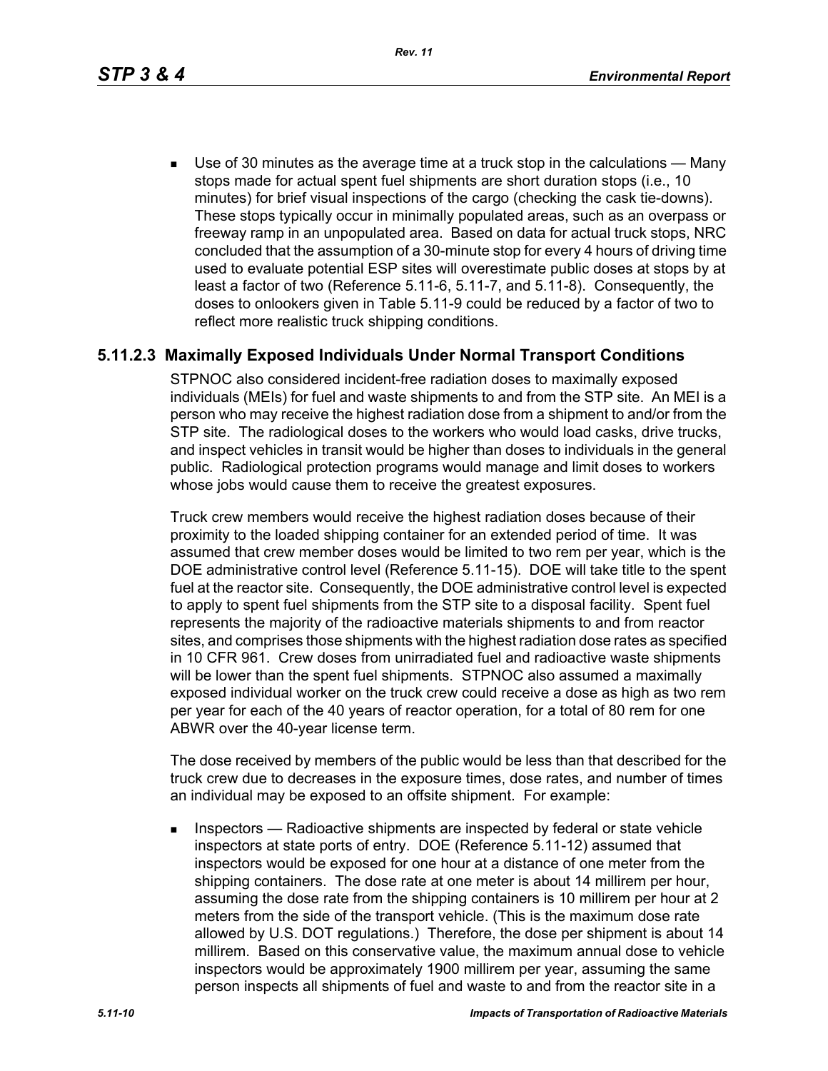- Use of 30 minutes as the average time at a truck stop in the calculations — Many stops made for actual spent fuel shipments are short duration stops (i.e., 10 minutes) for brief visual inspections of the cargo (checking the cask tie-downs). These stops typically occur in minimally populated areas, such as an overpass or freeway ramp in an unpopulated area. Based on data for actual truck stops, NRC concluded that the assumption of a 30-minute stop for every 4 hours of driving time used to evaluate potential ESP sites will overestimate public doses at stops by at least a factor of two (Reference 5.11-6, 5.11-7, and 5.11-8). Consequently, the doses to onlookers given in Table 5.11-9 could be reduced by a factor of two to reflect more realistic truck shipping conditions.

### 5.11.2.3 Maximally Exposed Individuals Under Normal Transport Conditions

STPNOC also considered incident-free radiation doses to maximally exposed individuals (MEIs) for fuel and waste shipments to and from the STP site. An MEI is a person who may receive the highest radiation dose from a shipment to and/or from the STP site. The radiological doses to the workers who would load casks, drive trucks, and inspect vehicles in transit would be higher than doses to individuals in the general public. Radiological protection programs would manage and limit doses to workers whose jobs would cause them to receive the greatest exposures.

Truck crew members would receive the highest radiation doses because of their proximity to the loaded shipping container for an extended period of time. It was assumed that crew member doses would be limited to two rem per year, which is the DOE administrative control level (Reference 5.11-15). DOE will take title to the spent fuel at the reactor site. Consequently, the DOE administrative control level is expected to apply to spent fuel shipments from the STP site to a disposal facility. Spent fuel represents the majority of the radioactive materials shipments to and from reactor sites, and comprises those shipments with the highest radiation dose rates as specified in 10 CFR 961. Crew doses from unirradiated fuel and radioactive waste shipments will be lower than the spent fuel shipments. STPNOC also assumed a maximally exposed individual worker on the truck crew could receive a dose as high as two rem per year for each of the 40 years of reactor operation, for a total of 80 rem for one ABWR over the 40-year license term.

The dose received by members of the public would be less than that described for the truck crew due to decreases in the exposure times, dose rates, and number of times an individual may be exposed to an offsite shipment. For example:

- Inspectors — Radioactive shipments are inspected by federal or state vehicle inspectors at state ports of entry. DOE (Reference 5.11-12) assumed that inspectors would be exposed for one hour at a distance of one meter from the shipping containers. The dose rate at one meter is about 14 millirem per hour, assuming the dose rate from the shipping containers is 10 millirem per hour at 2 meters from the side of the transport vehicle. (This is the maximum dose rate allowed by U.S. DOT regulations.) Therefore, the dose per shipment is about 14 millirem. Based on this conservative value, the maximum annual dose to vehicle inspectors would be approximately 1900 millirem per year, assuming the same person inspects all shipments of fuel and waste to and from the reactor site in a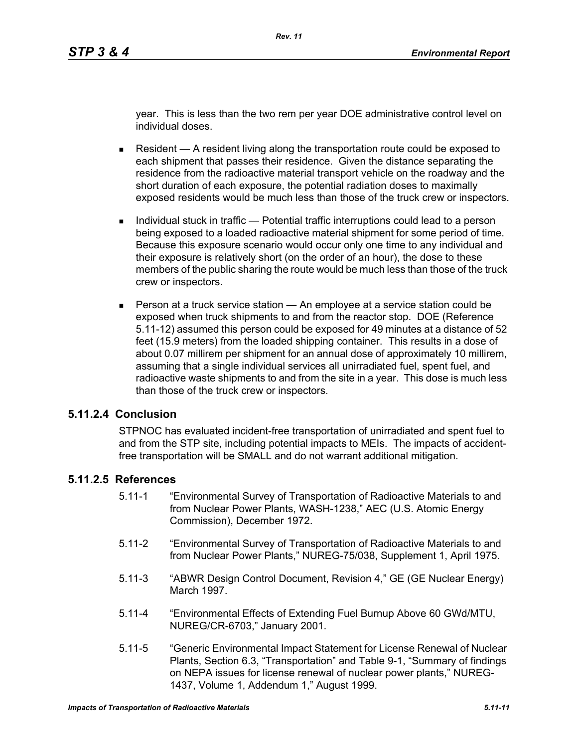year. This is less than the two rem per year DOE administrative control level on individual doses.

- Resident — A resident living along the transportation route could be exposed to each shipment that passes their residence. Given the distance separating the residence from the radioactive material transport vehicle on the roadway and the short duration of each exposure, the potential radiation doses to maximally exposed residents would be much less than those of the truck crew or inspectors.

- Individual stuck in traffic — Potential traffic interruptions could lead to a person being exposed to a loaded radioactive material shipment for some period of time. Because this exposure scenario would occur only one time to any individual and their exposure is relatively short (on the order of an hour), the dose to these members of the public sharing the route would be much less than those of the truck crew or inspectors.

- Person at a truck service station — An employee at a service station could be exposed when truck shipments to and from the reactor stop. DOE (Reference 5.11-12) assumed this person could be exposed for 49 minutes at a distance of 52 feet (15.9 meters) from the loaded shipping container. This results in a dose of about 0.07 millirem per shipment for an annual dose of approximately 10 millirem, assuming that a single individual services all unirradiated fuel, spent fuel, and radioactive waste shipments to and from the site in a year. This dose is much less than those of the truck crew or inspectors.

### 5.11.2.4 Conclusion

STPNOC has evaluated incident-free transportation of unirradiated and spent fuel to and from the STP site, including potential impacts to MEIs. The impacts of accident-free transportation will be SMALL and do not warrant additional mitigation.

### 5.11.2.5 References

5.11-1 "Environmental Survey of Transportation of Radioactive Materials to and from Nuclear Power Plants, WASH-1238," AEC (U.S. Atomic Energy Commission), December 1972.

5.11-2 "Environmental Survey of Transportation of Radioactive Materials to and from Nuclear Power Plants," NUREG-75/038, Supplement 1, April 1975.

5.11-3 "ABWR Design Control Document, Revision 4," GE (GE Nuclear Energy) March 1997.

5.11-4 "Environmental Effects of Extending Fuel Burnup Above 60 GWd/MTU, NUREG/CR-6703," January 2001.

5.11-5 "Generic Environmental Impact Statement for License Renewal of Nuclear Plants, Section 6.3, "Transportation" and Table 9-1, "Summary of findings on NEPA issues for license renewal of nuclear power plants," NUREG-1437, Volume 1, Addendum 1," August 1999.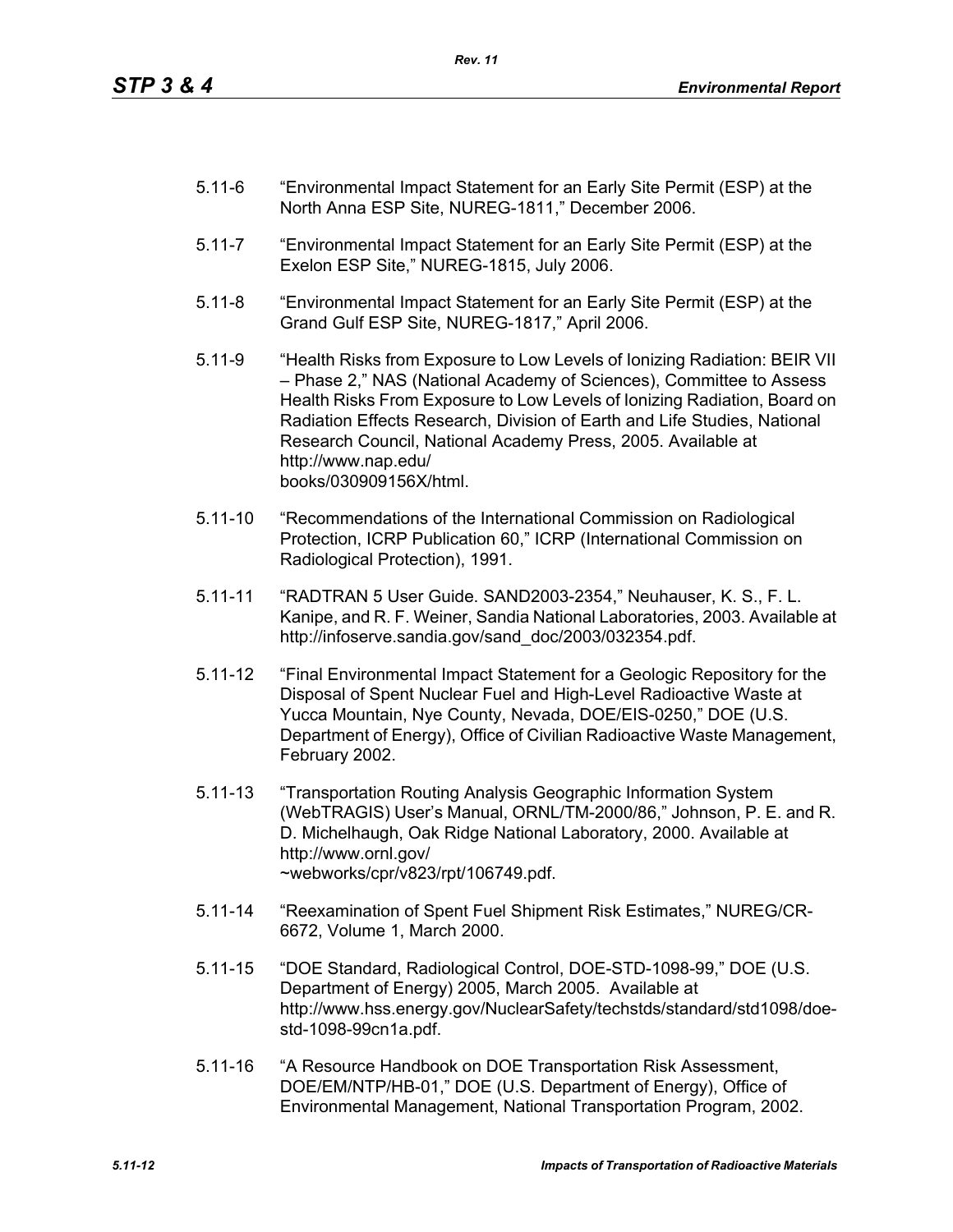5.11-6 "Environmental Impact Statement for an Early Site Permit (ESP) at the North Anna ESP Site, NUREG-1811," December 2006.

5.11-7 "Environmental Impact Statement for an Early Site Permit (ESP) at the Exelon ESP Site," NUREG-1815, July 2006.

5.11-8 "Environmental Impact Statement for an Early Site Permit (ESP) at the Grand Gulf ESP Site, NUREG-1817," April 2006.

5.11-9 "Health Risks from Exposure to Low Levels of Ionizing Radiation: BEIR VII – Phase 2," NAS (National Academy of Sciences), Committee to Assess Health Risks From Exposure to Low Levels of Ionizing Radiation, Board on Radiation Effects Research, Division of Earth and Life Studies, National Research Council, National Academy Press, 2005. Available at http://www.nap.edu/books/030909156X/html.

5.11-10 "Recommendations of the International Commission on Radiological Protection, ICRP Publication 60," ICRP (International Commission on Radiological Protection), 1991.

5.11-11 "RADTRAN 5 User Guide. SAND2003-2354," Neuhauser, K. S., F. L. Kanipe, and R. F. Weiner, Sandia National Laboratories, 2003. Available at http://infoserve.sandia.gov/sand_doc/2003/032354.pdf.

5.11-12 "Final Environmental Impact Statement for a Geologic Repository for the Disposal of Spent Nuclear Fuel and High-Level Radioactive Waste at Yucca Mountain, Nye County, Nevada, DOE/EIS-0250," DOE (U.S. Department of Energy), Office of Civilian Radioactive Waste Management, February 2002.

5.11-13 "Transportation Routing Analysis Geographic Information System (WebTRAGIS) User's Manual, ORNL/TM-2000/86," Johnson, P. E. and R. D. Michelhaugh, Oak Ridge National Laboratory, 2000. Available at http://www.ornl.gov/~webworks/cpr/v823/rpt/106749.pdf.

5.11-14 "Reexamination of Spent Fuel Shipment Risk Estimates," NUREG/CR-6672, Volume 1, March 2000.

5.11-15 "DOE Standard, Radiological Control, DOE-STD-1098-99," DOE (U.S. Department of Energy) 2005, March 2005. Available at http://www.hss.energy.gov/NuclearSafety/techstds/standard/std1098/doe-std-1098-99cn1a.pdf.

5.11-16 "A Resource Handbook on DOE Transportation Risk Assessment, DOE/EM/NTP/HB-01," DOE (U.S. Department of Energy), Office of Environmental Management, National Transportation Program, 2002.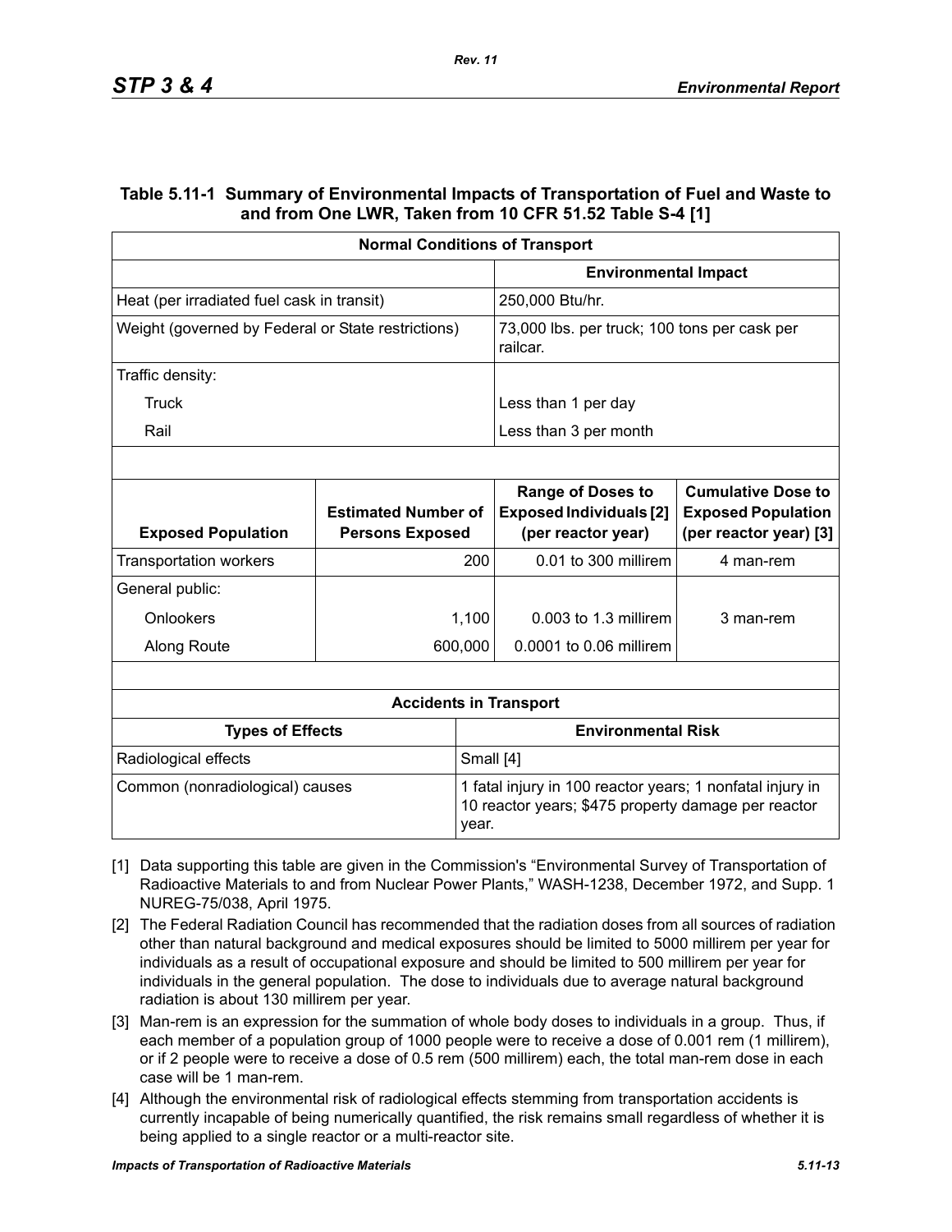## Table 5.11-1 Summary of Environmental Impacts of Transportation of Fuel and Waste to and from One LWR, Taken from 10 CFR 51.52 Table S-4 [1]

| Normal Conditions of Transport | | | |
|---|---|---|---|
| | | **Environmental Impact** | |
| Heat (per irradiated fuel cask in transit) | | 250,000 Btu/hr. | |
| Weight (governed by Federal or State restrictions) | | 73,000 lbs. per truck; 100 tons per cask per railcar. | |
| Traffic density: | | | |
| Truck | | Less than 1 per day | |
| Rail | | Less than 3 per month | |
| | | | |
| **Exposed Population** | **Estimated Number of Persons Exposed** | **Range of Doses to Exposed Individuals [2] (per reactor year)** | **Cumulative Dose to Exposed Population (per reactor year) [3]** |
| Transportation workers | 200 | 0.01 to 300 millirem | 4 man-rem |
| General public: | | | |
| Onlookers | 1,100 | 0.003 to 1.3 millirem | 3 man-rem |
| Along Route | 600,000 | 0.0001 to 0.06 millirem | |

| Accidents in Transport | |
|---|---|
| **Types of Effects** | **Environmental Risk** |
| Radiological effects | Small [4] |
| Common (nonradiological) causes | 1 fatal injury in 100 reactor years; 1 nonfatal injury in 10 reactor years; $475 property damage per reactor year. |

[1] Data supporting this table are given in the Commission's "Environmental Survey of Transportation of Radioactive Materials to and from Nuclear Power Plants," WASH-1238, December 1972, and Supp. 1 NUREG-75/038, April 1975.

[2] The Federal Radiation Council has recommended that the radiation doses from all sources of radiation other than natural background and medical exposures should be limited to 5000 millirem per year for individuals as a result of occupational exposure and should be limited to 500 millirem per year for individuals in the general population. The dose to individuals due to average natural background radiation is about 130 millirem per year.

[3] Man-rem is an expression for the summation of whole body doses to individuals in a group. Thus, if each member of a population group of 1000 people were to receive a dose of 0.001 rem (1 millirem), or if 2 people were to receive a dose of 0.5 rem (500 millirem) each, the total man-rem dose in each case will be 1 man-rem.

[4] Although the environmental risk of radiological effects stemming from transportation accidents is currently incapable of being numerically quantified, the risk remains small regardless of whether it is being applied to a single reactor or a multi-reactor site.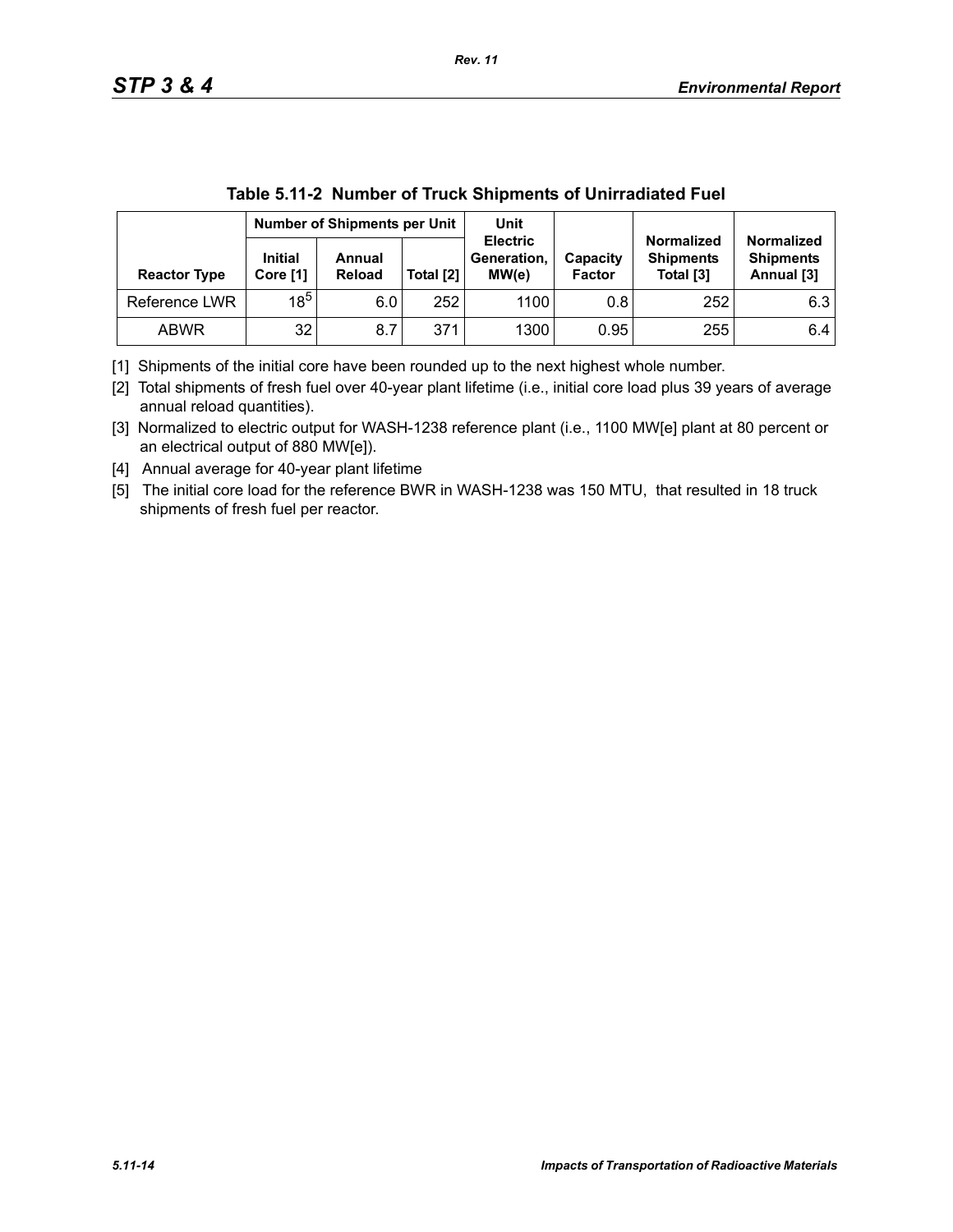**Table 5.11-2 Number of Truck Shipments of Unirradiated Fuel**

| Reactor Type | Number of Shipments per Unit | | | Unit Electric Generation, MW(e) | Capacity Factor | Normalized Shipments Total [3] | Normalized Shipments Annual [3] |
|---|---|---|---|---|---|---|---|
| | Initial Core [1] | Annual Reload | Total [2] | | | | |
| Reference LWR | 18[5] | 6.0 | 252 | 1100 | 0.8 | 252 | 6.3 |
| ABWR | 32 | 8.7 | 371 | 1300 | 0.95 | 255 | 6.4 |

[1] Shipments of the initial core have been rounded up to the next highest whole number.

[2] Total shipments of fresh fuel over 40-year plant lifetime (i.e., initial core load plus 39 years of average annual reload quantities).

[3] Normalized to electric output for WASH-1238 reference plant (i.e., 1100 MW[e] plant at 80 percent or an electrical output of 880 MW[e]).

[4] Annual average for 40-year plant lifetime

[5] The initial core load for the reference BWR in WASH-1238 was 150 MTU, that resulted in 18 truck shipments of fresh fuel per reactor.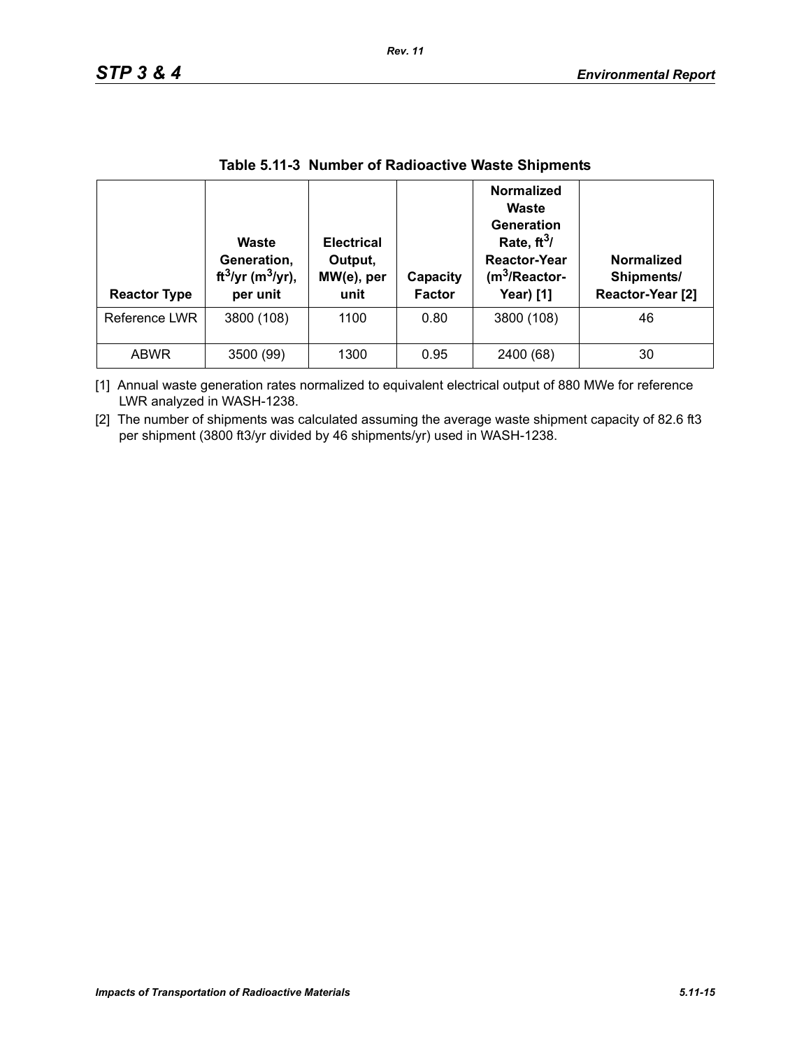**Table 5.11-3 Number of Radioactive Waste Shipments**

| Reactor Type | Waste Generation, $ft^3$/yr ($m^3$/yr), per unit | Electrical Output, MW(e), per unit | Capacity Factor | Normalized Waste Generation Rate, $ft^3$/ Reactor-Year ($m^3$/Reactor-Year) [1] | Normalized Shipments/ Reactor-Year [2] |
|---|---|---|---|---|---|
| Reference LWR | 3800 (108) | 1100 | 0.80 | 3800 (108) | 46 |
| ABWR | 3500 (99) | 1300 | 0.95 | 2400 (68) | 30 |

[1] Annual waste generation rates normalized to equivalent electrical output of 880 MWe for reference LWR analyzed in WASH-1238.

[2] The number of shipments was calculated assuming the average waste shipment capacity of 82.6 ft3 per shipment (3800 ft3/yr divided by 46 shipments/yr) used in WASH-1238.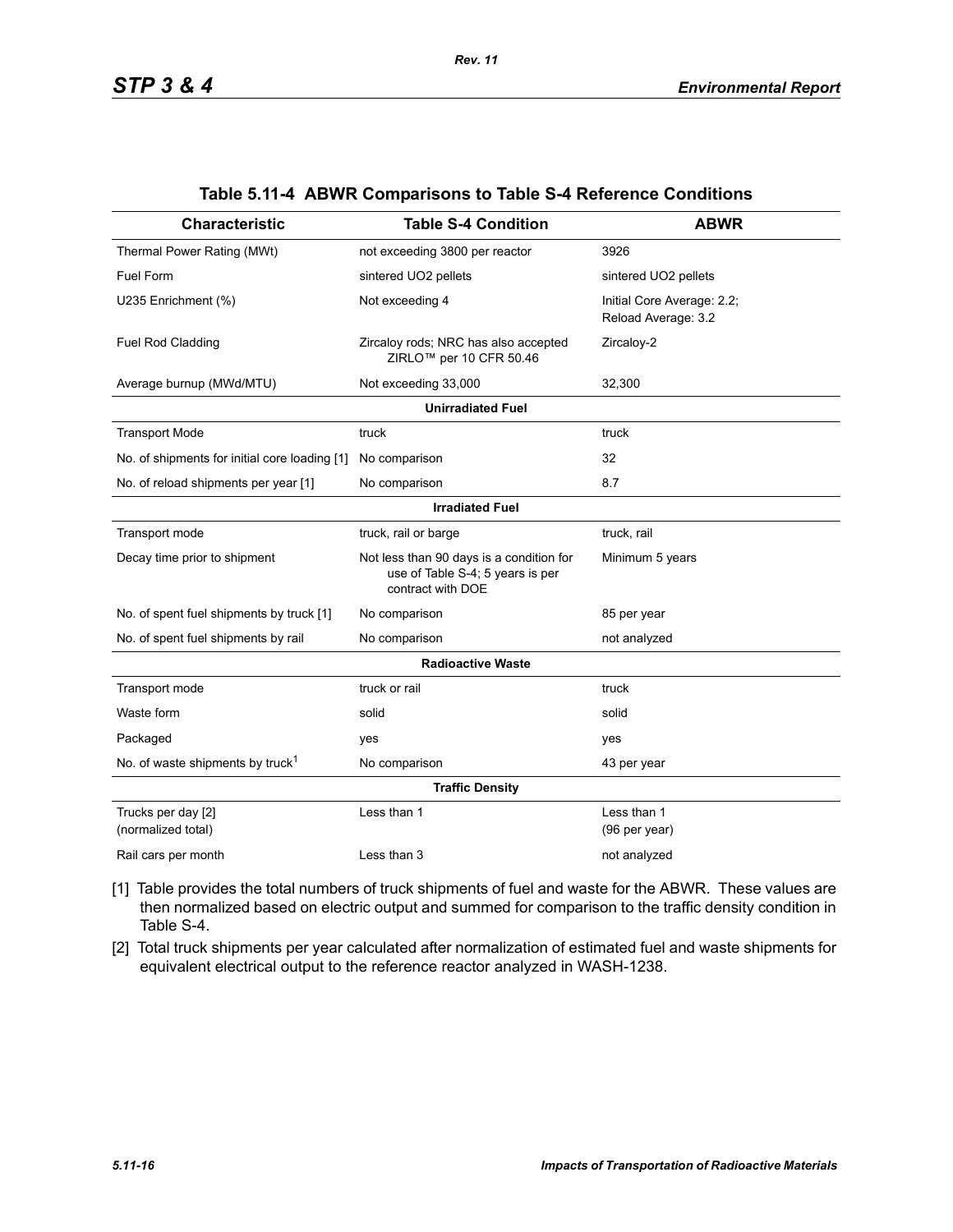**Table 5.11-4 ABWR Comparisons to Table S-4 Reference Conditions**

| Characteristic | Table S-4 Condition | ABWR |
|---|---|---|
| Thermal Power Rating (MWt) | not exceeding 3800 per reactor | 3926 |
| Fuel Form | sintered $UO_2$ pellets | sintered $UO_2$ pellets |
| U235 Enrichment (%) | Not exceeding 4 | Initial Core Average: 2.2; Reload Average: 3.2 |
| Fuel Rod Cladding | Zircaloy rods; NRC has also accepted ZIRLO™ per 10 CFR 50.46 | Zircaloy-2 |
| Average burnup (MWd/MTU) | Not exceeding 33,000 | 32,300 |
| **Unirradiated Fuel** | | |
| Transport Mode | truck | truck |
| No. of shipments for initial core loading [1] | No comparison | 32 |
| No. of reload shipments per year [1] | No comparison | 8.7 |
| **Irradiated Fuel** | | |
| Transport mode | truck, rail or barge | truck, rail |
| Decay time prior to shipment | Not less than 90 days is a condition for use of Table S-4; 5 years is per contract with DOE | Minimum 5 years |
| No. of spent fuel shipments by truck [1] | No comparison | 85 per year |
| No. of spent fuel shipments by rail | No comparison | not analyzed |
| **Radioactive Waste** | | |
| Transport mode | truck or rail | truck |
| Waste form | solid | solid |
| Packaged | yes | yes |
| No. of waste shipments by truck[1] | No comparison | 43 per year |
| **Traffic Density** | | |
| Trucks per day [2] (normalized total) | Less than 1 | Less than 1 (96 per year) |
| Rail cars per month | Less than 3 | not analyzed |

[1] Table provides the total numbers of truck shipments of fuel and waste for the ABWR. These values are then normalized based on electric output and summed for comparison to the traffic density condition in Table S-4.

[2] Total truck shipments per year calculated after normalization of estimated fuel and waste shipments for equivalent electrical output to the reference reactor analyzed in WASH-1238.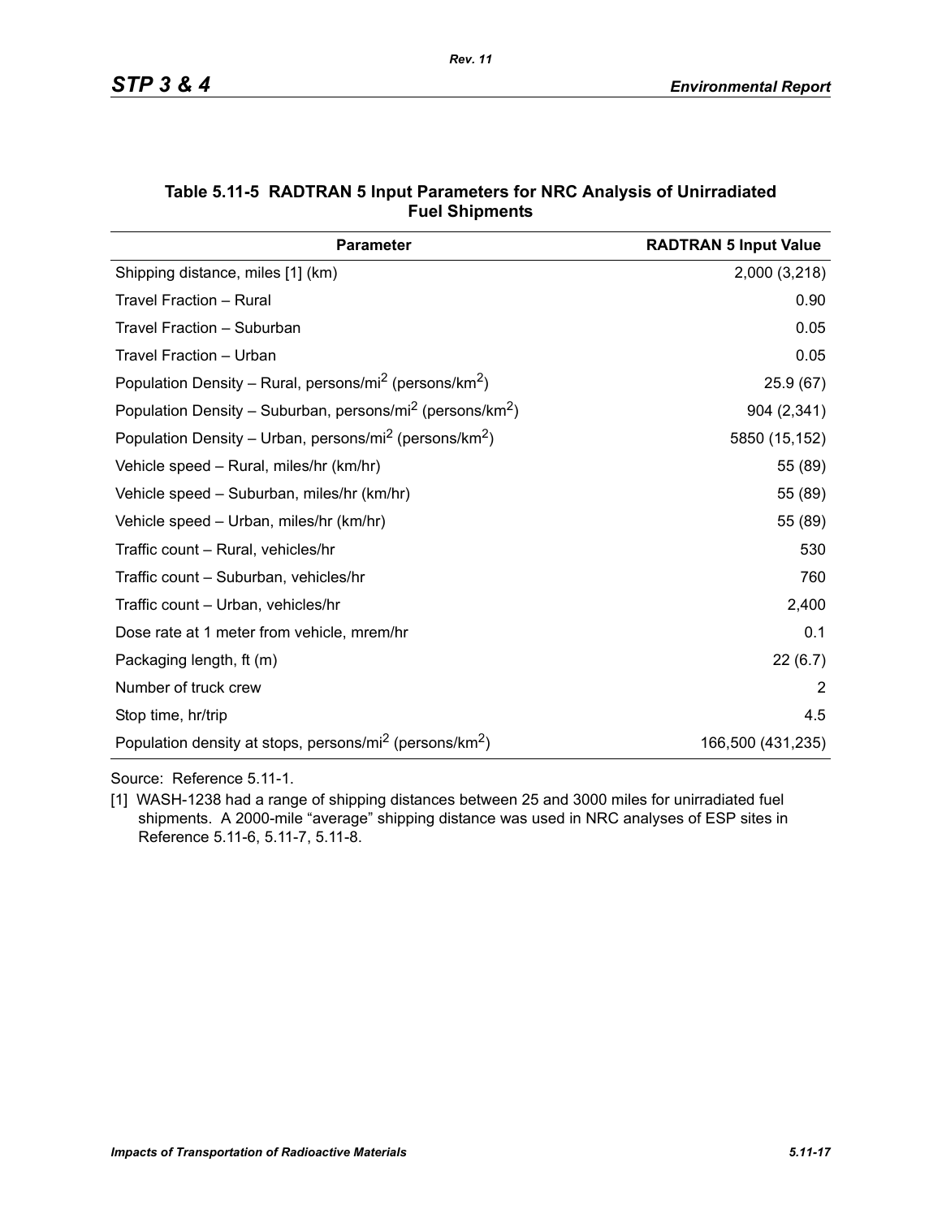**Table 5.11-5 RADTRAN 5 Input Parameters for NRC Analysis of Unirradiated Fuel Shipments**

| Parameter | RADTRAN 5 Input Value |
|---|---|
| Shipping distance, miles [1] (km) | 2,000 (3,218) |
| Travel Fraction – Rural | 0.90 |
| Travel Fraction – Suburban | 0.05 |
| Travel Fraction – Urban | 0.05 |
| Population Density – Rural, persons/mi$^2$ (persons/km$^2$) | 25.9 (67) |
| Population Density – Suburban, persons/mi$^2$ (persons/km$^2$) | 904 (2,341) |
| Population Density – Urban, persons/mi$^2$ (persons/km$^2$) | 5850 (15,152) |
| Vehicle speed – Rural, miles/hr (km/hr) | 55 (89) |
| Vehicle speed – Suburban, miles/hr (km/hr) | 55 (89) |
| Vehicle speed – Urban, miles/hr (km/hr) | 55 (89) |
| Traffic count – Rural, vehicles/hr | 530 |
| Traffic count – Suburban, vehicles/hr | 760 |
| Traffic count – Urban, vehicles/hr | 2,400 |
| Dose rate at 1 meter from vehicle, mrem/hr | 0.1 |
| Packaging length, ft (m) | 22 (6.7) |
| Number of truck crew | 2 |
| Stop time, hr/trip | 4.5 |
| Population density at stops, persons/mi$^2$ (persons/km$^2$) | 166,500 (431,235) |

Source: Reference 5.11-1.

[1] WASH-1238 had a range of shipping distances between 25 and 3000 miles for unirradiated fuel shipments. A 2000-mile "average" shipping distance was used in NRC analyses of ESP sites in Reference 5.11-6, 5.11-7, 5.11-8.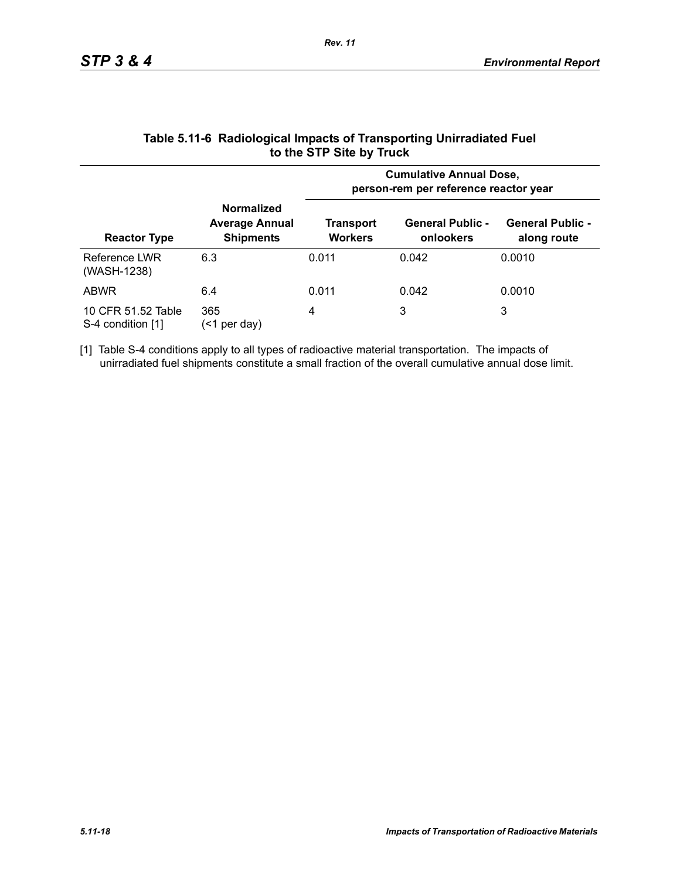**Table 5.11-6 Radiological Impacts of Transporting Unirradiated Fuel to the STP Site by Truck**

| Reactor Type | Normalized Average Annual Shipments | Cumulative Annual Dose, person-rem per reference reactor year | | |
|---|---|---|---|---|
| | | Transport Workers | General Public - onlookers | General Public - along route |
| Reference LWR (WASH-1238) | 6.3 | 0.011 | 0.042 | 0.0010 |
| ABWR | 6.4 | 0.011 | 0.042 | 0.0010 |
| 10 CFR 51.52 Table S-4 condition [1] | 365 (<1 per day) | 4 | 3 | 3 |

[1] Table S-4 conditions apply to all types of radioactive material transportation. The impacts of unirradiated fuel shipments constitute a small fraction of the overall cumulative annual dose limit.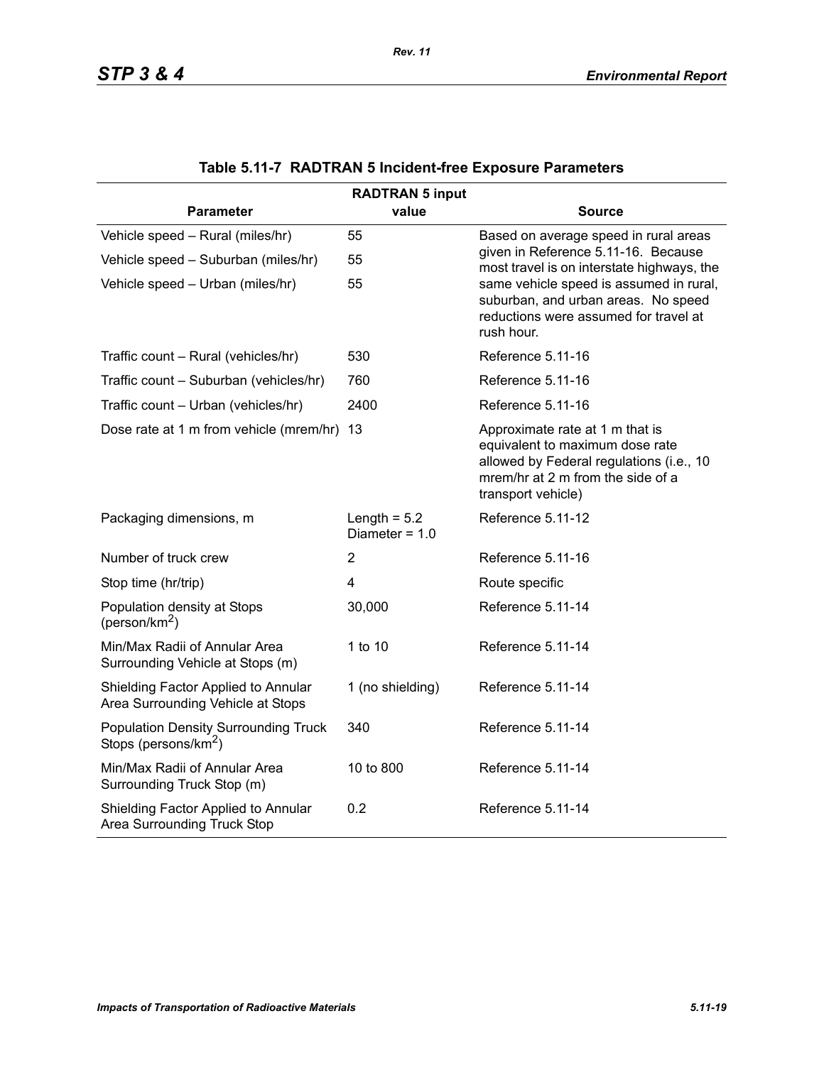**Table 5.11-7 RADTRAN 5 Incident-free Exposure Parameters**

| Parameter | RADTRAN 5 input value | Source |
|---|---|---|
| Vehicle speed – Rural (miles/hr) | 55 | Based on average speed in rural areas given in Reference 5.11-16. Because most travel is on interstate highways, the same vehicle speed is assumed in rural, suburban, and urban areas. No speed reductions were assumed for travel at rush hour. |
| Vehicle speed – Suburban (miles/hr) | 55 | |
| Vehicle speed – Urban (miles/hr) | 55 | |
| Traffic count – Rural (vehicles/hr) | 530 | Reference 5.11-16 |
| Traffic count – Suburban (vehicles/hr) | 760 | Reference 5.11-16 |
| Traffic count – Urban (vehicles/hr) | 2400 | Reference 5.11-16 |
| Dose rate at 1 m from vehicle (mrem/hr) | 13 | Approximate rate at 1 m that is equivalent to maximum dose rate allowed by Federal regulations (i.e., 10 mrem/hr at 2 m from the side of a transport vehicle) |
| Packaging dimensions, m | Length = 5.2<br>Diameter = 1.0 | Reference 5.11-12 |
| Number of truck crew | 2 | Reference 5.11-16 |
| Stop time (hr/trip) | 4 | Route specific |
| Population density at Stops (person/km$^2$) | 30,000 | Reference 5.11-14 |
| Min/Max Radii of Annular Area Surrounding Vehicle at Stops (m) | 1 to 10 | Reference 5.11-14 |
| Shielding Factor Applied to Annular Area Surrounding Vehicle at Stops | 1 (no shielding) | Reference 5.11-14 |
| Population Density Surrounding Truck Stops (persons/km$^2$) | 340 | Reference 5.11-14 |
| Min/Max Radii of Annular Area Surrounding Truck Stop (m) | 10 to 800 | Reference 5.11-14 |
| Shielding Factor Applied to Annular Area Surrounding Truck Stop | 0.2 | Reference 5.11-14 |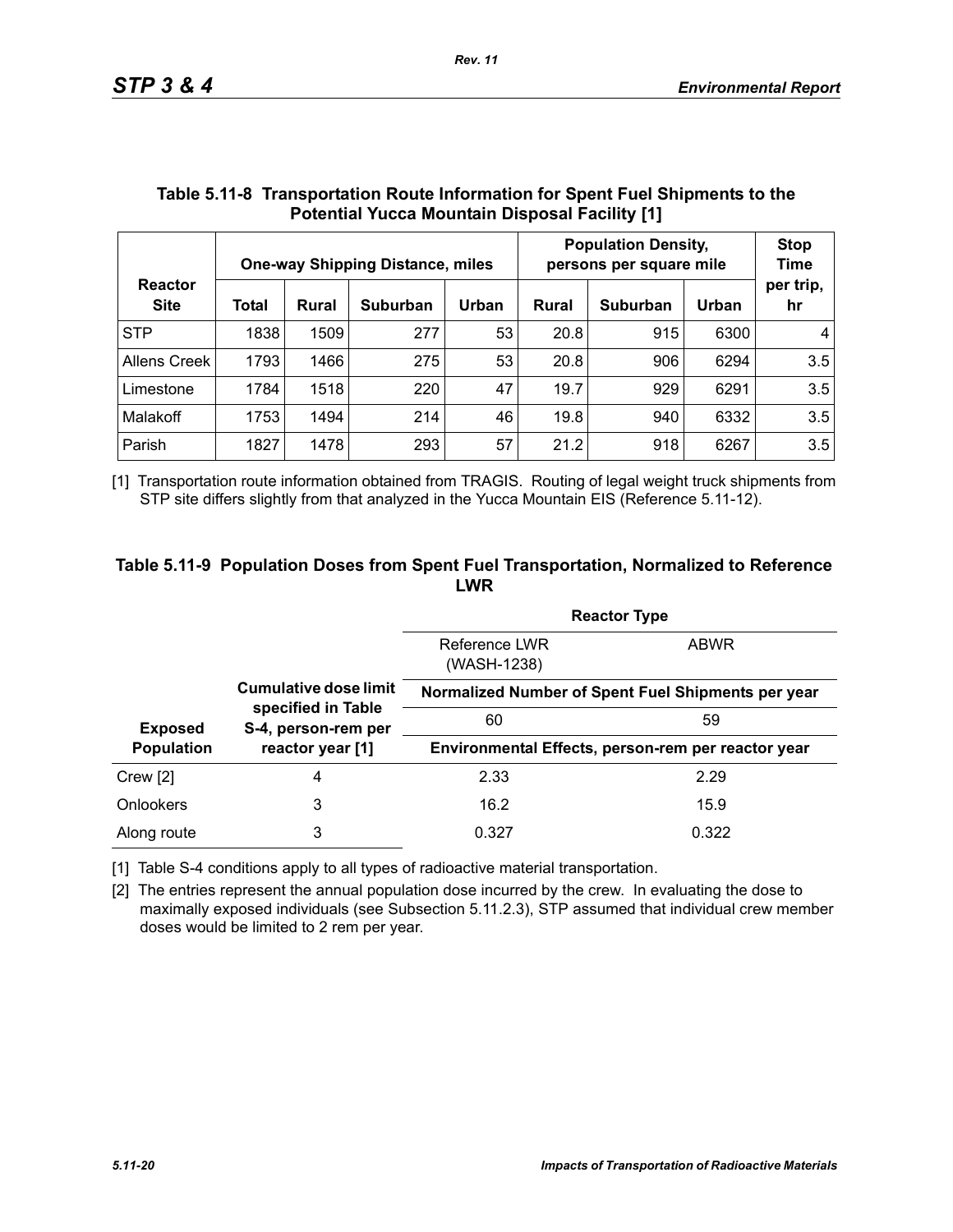**Table 5.11-8 Transportation Route Information for Spent Fuel Shipments to the Potential Yucca Mountain Disposal Facility [1]**

| Reactor Site | One-way Shipping Distance, miles | | | | Population Density, persons per square mile | | | Stop Time per trip, hr |
|---|---|---|---|---|---|---|---|---|
| | Total | Rural | Suburban | Urban | Rural | Suburban | Urban | |
| STP | 1838 | 1509 | 277 | 53 | 20.8 | 915 | 6300 | 4 |
| Allens Creek | 1793 | 1466 | 275 | 53 | 20.8 | 906 | 6294 | 3.5 |
| Limestone | 1784 | 1518 | 220 | 47 | 19.7 | 929 | 6291 | 3.5 |
| Malakoff | 1753 | 1494 | 214 | 46 | 19.8 | 940 | 6332 | 3.5 |
| Parish | 1827 | 1478 | 293 | 57 | 21.2 | 918 | 6267 | 3.5 |

[1] Transportation route information obtained from TRAGIS. Routing of legal weight truck shipments from STP site differs slightly from that analyzed in the Yucca Mountain EIS (Reference 5.11-12).

**Table 5.11-9 Population Doses from Spent Fuel Transportation, Normalized to Reference LWR**

| Exposed Population | Cumulative dose limit specified in Table S-4, person-rem per reactor year [1] | Reactor Type | |
|---|---|---|---|
| | | Reference LWR (WASH-1238) | ABWR |
| | | Normalized Number of Spent Fuel Shipments per year | |
| | | 60 | 59 |
| | | Environmental Effects, person-rem per reactor year | |
| Crew [2] | 4 | 2.33 | 2.29 |
| Onlookers | 3 | 16.2 | 15.9 |
| Along route | 3 | 0.327 | 0.322 |

[1] Table S-4 conditions apply to all types of radioactive material transportation.

[2] The entries represent the annual population dose incurred by the crew. In evaluating the dose to maximally exposed individuals (see Subsection 5.11.2.3), STP assumed that individual crew member doses would be limited to 2 rem per year.